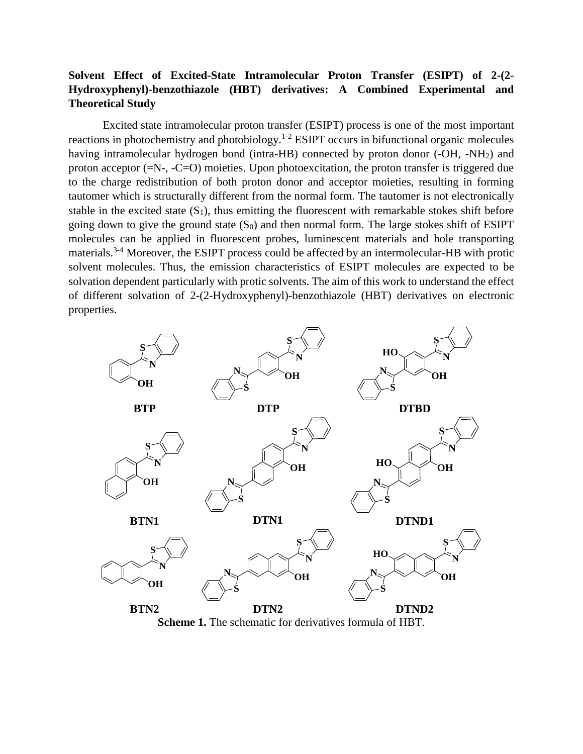**Solvent Effect of Excited-State Intramolecular Proton Transfer (ESIPT) of 2-(2-Hydroxyphenyl)-benzothiazole (HBT) derivatives: A Combined Experimental and Theoretical Study**

Excited state intramolecular proton transfer (ESIPT) process is one of the most important reactions in photochemistry and photobiology.[1-2] ESIPT occurs in bifunctional organic molecules having intramolecular hydrogen bond (intra-HB) connected by proton donor (-OH, -$NH_2$) and proton acceptor (=N-, -C=O) moieties. Upon photoexcitation, the proton transfer is triggered due to the charge redistribution of both proton donor and acceptor moieties, resulting in forming tautomer which is structurally different from the normal form. The tautomer is not electronically stable in the excited state ($S_1$), thus emitting the fluorescent with remarkable stokes shift before going down to give the ground state ($S_0$) and then normal form. The large stokes shift of ESIPT molecules can be applied in fluorescent probes, luminescent materials and hole transporting materials.[3-4] Moreover, the ESIPT process could be affected by an intermolecular-HB with protic solvent molecules. Thus, the emission characteristics of ESIPT molecules are expected to be solvation dependent particularly with protic solvents. The aim of this work to understand the effect of different solvation of 2-(2-Hydroxyphenyl)-benzothiazole (HBT) derivatives on electronic properties.

**BTP** **DTP** **DTBD**

**BTN1** **DTN1** **DTND1**

**BTN2** **DTN2** **DTND2**

**Scheme 1.** The schematic for derivatives formula of HBT.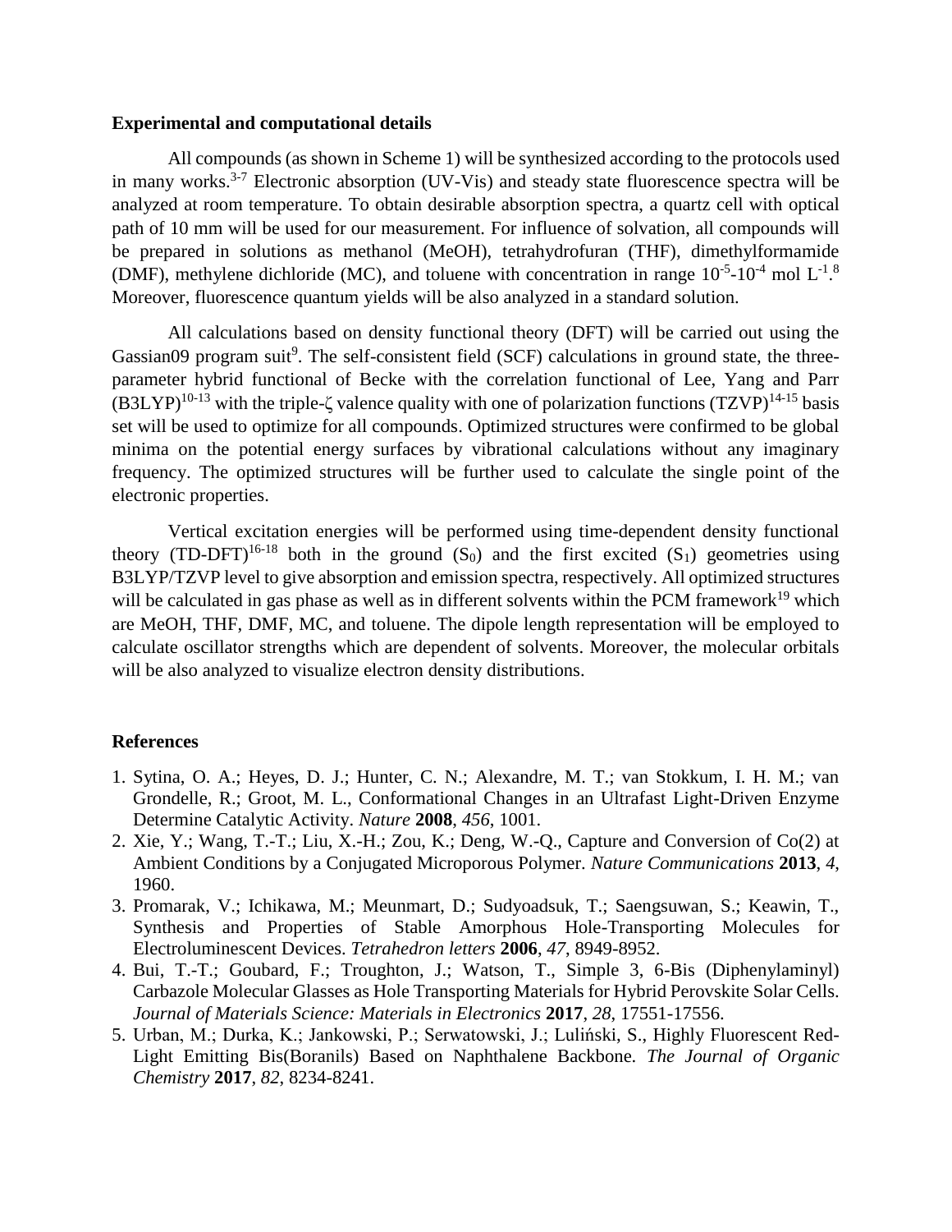**Experimental and computational details**

All compounds (as shown in Scheme 1) will be synthesized according to the protocols used in many works.[3-7] Electronic absorption (UV-Vis) and steady state fluorescence spectra will be analyzed at room temperature. To obtain desirable absorption spectra, a quartz cell with optical path of 10 mm will be used for our measurement. For influence of solvation, all compounds will be prepared in solutions as methanol (MeOH), tetrahydrofuran (THF), dimethylformamide (DMF), methylene dichloride (MC), and toluene with concentration in range $10^{-5}$-$10^{-4}$ mol $L^{-1}$.[8] Moreover, fluorescence quantum yields will be also analyzed in a standard solution.

All calculations based on density functional theory (DFT) will be carried out using the Gassian09 program suit[9]. The self-consistent field (SCF) calculations in ground state, the three-parameter hybrid functional of Becke with the correlation functional of Lee, Yang and Parr (B3LYP)[10-13] with the triple-ζ valence quality with one of polarization functions (TZVP)[14-15] basis set will be used to optimize for all compounds. Optimized structures were confirmed to be global minima on the potential energy surfaces by vibrational calculations without any imaginary frequency. The optimized structures will be further used to calculate the single point of the electronic properties.

Vertical excitation energies will be performed using time-dependent density functional theory (TD-DFT)[16-18] both in the ground ($S_0$) and the first excited ($S_1$) geometries using B3LYP/TZVP level to give absorption and emission spectra, respectively. All optimized structures will be calculated in gas phase as well as in different solvents within the PCM framework[19] which are MeOH, THF, DMF, MC, and toluene. The dipole length representation will be employed to calculate oscillator strengths which are dependent of solvents. Moreover, the molecular orbitals will be also analyzed to visualize electron density distributions.

**References**

1. Sytina, O. A.; Heyes, D. J.; Hunter, C. N.; Alexandre, M. T.; van Stokkum, I. H. M.; van Grondelle, R.; Groot, M. L., Conformational Changes in an Ultrafast Light-Driven Enzyme Determine Catalytic Activity. *Nature* **2008**, *456*, 1001.
2. Xie, Y.; Wang, T.-T.; Liu, X.-H.; Zou, K.; Deng, W.-Q., Capture and Conversion of Co(2) at Ambient Conditions by a Conjugated Microporous Polymer. *Nature Communications* **2013**, *4*, 1960.
3. Promarak, V.; Ichikawa, M.; Meunmart, D.; Sudyoadsuk, T.; Saengsuwan, S.; Keawin, T., Synthesis and Properties of Stable Amorphous Hole-Transporting Molecules for Electroluminescent Devices. *Tetrahedron letters* **2006**, *47*, 8949-8952.
4. Bui, T.-T.; Goubard, F.; Troughton, J.; Watson, T., Simple 3, 6-Bis (Diphenylaminyl) Carbazole Molecular Glasses as Hole Transporting Materials for Hybrid Perovskite Solar Cells. *Journal of Materials Science: Materials in Electronics* **2017**, *28*, 17551-17556.
5. Urban, M.; Durka, K.; Jankowski, P.; Serwatowski, J.; Luliński, S., Highly Fluorescent Red-Light Emitting Bis(Boranils) Based on Naphthalene Backbone. *The Journal of Organic Chemistry* **2017**, *82*, 8234-8241.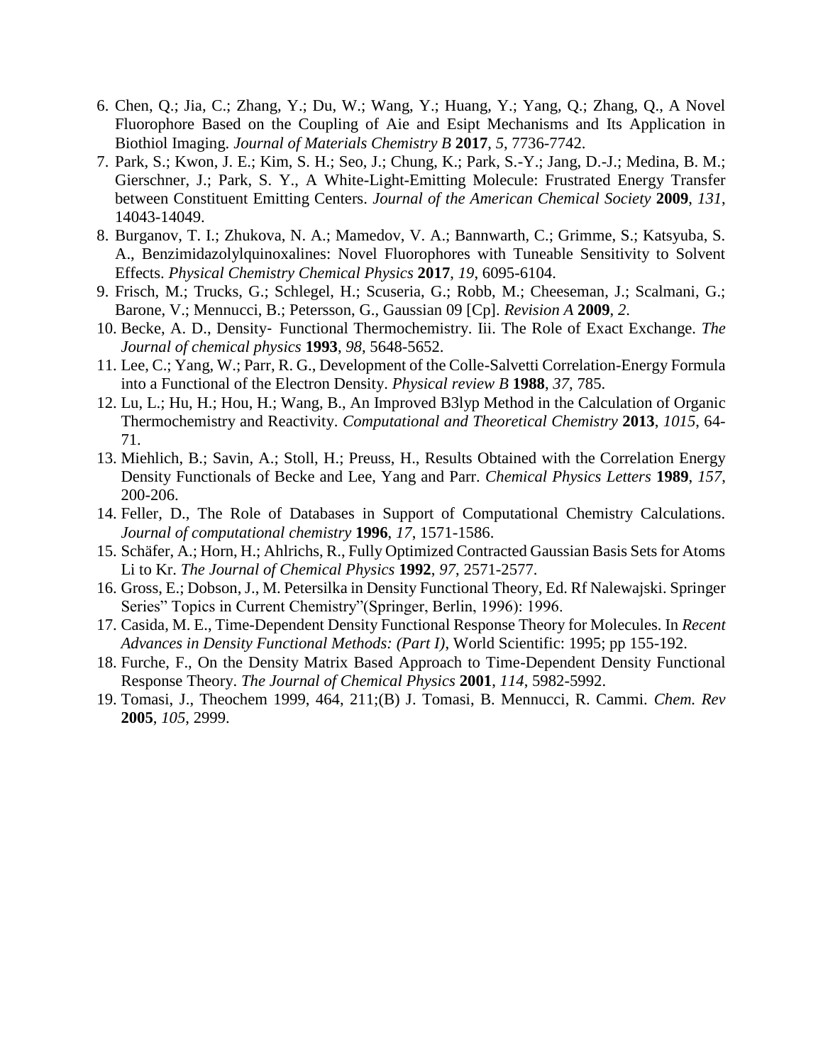6. Chen, Q.; Jia, C.; Zhang, Y.; Du, W.; Wang, Y.; Huang, Y.; Yang, Q.; Zhang, Q., A Novel Fluorophore Based on the Coupling of Aie and Esipt Mechanisms and Its Application in Biothiol Imaging. *Journal of Materials Chemistry B* **2017**, *5*, 7736-7742.
7. Park, S.; Kwon, J. E.; Kim, S. H.; Seo, J.; Chung, K.; Park, S.-Y.; Jang, D.-J.; Medina, B. M.; Gierschner, J.; Park, S. Y., A White-Light-Emitting Molecule: Frustrated Energy Transfer between Constituent Emitting Centers. *Journal of the American Chemical Society* **2009**, *131*, 14043-14049.
8. Burganov, T. I.; Zhukova, N. A.; Mamedov, V. A.; Bannwarth, C.; Grimme, S.; Katsyuba, S. A., Benzimidazolylquinoxalines: Novel Fluorophores with Tuneable Sensitivity to Solvent Effects. *Physical Chemistry Chemical Physics* **2017**, *19*, 6095-6104.
9. Frisch, M.; Trucks, G.; Schlegel, H.; Scuseria, G.; Robb, M.; Cheeseman, J.; Scalmani, G.; Barone, V.; Mennucci, B.; Petersson, G., Gaussian 09 [Cp]. *Revision A* **2009**, *2*.
10. Becke, A. D., Density‐ Functional Thermochemistry. Iii. The Role of Exact Exchange. *The Journal of chemical physics* **1993**, *98*, 5648-5652.
11. Lee, C.; Yang, W.; Parr, R. G., Development of the Colle-Salvetti Correlation-Energy Formula into a Functional of the Electron Density. *Physical review B* **1988**, *37*, 785.
12. Lu, L.; Hu, H.; Hou, H.; Wang, B., An Improved B3lyp Method in the Calculation of Organic Thermochemistry and Reactivity. *Computational and Theoretical Chemistry* **2013**, *1015*, 64-71.
13. Miehlich, B.; Savin, A.; Stoll, H.; Preuss, H., Results Obtained with the Correlation Energy Density Functionals of Becke and Lee, Yang and Parr. *Chemical Physics Letters* **1989**, *157*, 200-206.
14. Feller, D., The Role of Databases in Support of Computational Chemistry Calculations. *Journal of computational chemistry* **1996**, *17*, 1571-1586.
15. Schäfer, A.; Horn, H.; Ahlrichs, R., Fully Optimized Contracted Gaussian Basis Sets for Atoms Li to Kr. *The Journal of Chemical Physics* **1992**, *97*, 2571-2577.
16. Gross, E.; Dobson, J., M. Petersilka in Density Functional Theory, Ed. Rf Nalewajski. Springer Series" Topics in Current Chemistry"(Springer, Berlin, 1996): 1996.
17. Casida, M. E., Time-Dependent Density Functional Response Theory for Molecules. In *Recent Advances in Density Functional Methods: (Part I)*, World Scientific: 1995; pp 155-192.
18. Furche, F., On the Density Matrix Based Approach to Time-Dependent Density Functional Response Theory. *The Journal of Chemical Physics* **2001**, *114*, 5982-5992.
19. Tomasi, J., Theochem 1999, 464, 211;(B) J. Tomasi, B. Mennucci, R. Cammi. *Chem. Rev* **2005**, *105*, 2999.